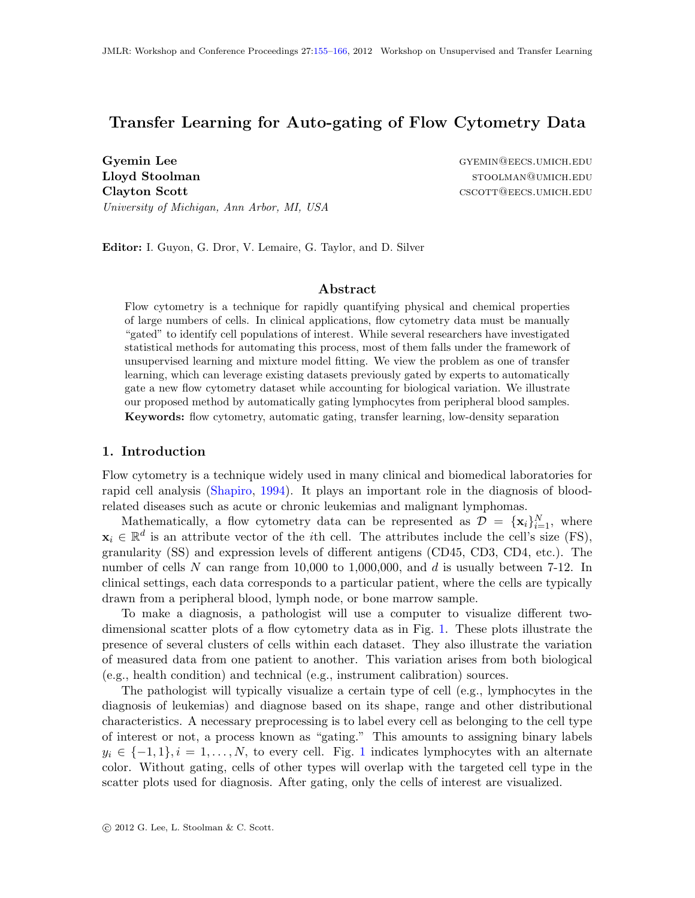# Transfer Learning for Auto-gating of Flow Cytometry Data

**Gyemin Lee** GYEMIN@EECS.UMICH.EDU
**Lloyd Stoolman** STOOLMAN@UMICH.EDU
**Clayton Scott** CSCOTT@EECS.UMICH.EDU
*University of Michigan, Ann Arbor, MI, USA*

**Editor:** I. Guyon, G. Dror, V. Lemaire, G. Taylor, and D. Silver

## Abstract

Flow cytometry is a technique for rapidly quantifying physical and chemical properties of large numbers of cells. In clinical applications, flow cytometry data must be manually "gated" to identify cell populations of interest. While several researchers have investigated statistical methods for automating this process, most of them falls under the framework of unsupervised learning and mixture model fitting. We view the problem as one of transfer learning, which can leverage existing datasets previously gated by experts to automatically gate a new flow cytometry dataset while accounting for biological variation. We illustrate our proposed method by automatically gating lymphocytes from peripheral blood samples.

**Keywords:** flow cytometry, automatic gating, transfer learning, low-density separation

## 1. Introduction

Flow cytometry is a technique widely used in many clinical and biomedical laboratories for rapid cell analysis (Shapiro, 1994). It plays an important role in the diagnosis of blood-related diseases such as acute or chronic leukemias and malignant lymphomas.

Mathematically, a flow cytometry data can be represented as $\mathcal{D} = \{\mathbf{x}_i\}_{i=1}^{N}$, where $\mathbf{x}_i \in \mathbb{R}^d$ is an attribute vector of the $i$th cell. The attributes include the cell's size (FS), granularity (SS) and expression levels of different antigens (CD45, CD3, CD4, etc.). The number of cells $N$ can range from 10,000 to 1,000,000, and $d$ is usually between 7-12. In clinical settings, each data corresponds to a particular patient, where the cells are typically drawn from a peripheral blood, lymph node, or bone marrow sample.

To make a diagnosis, a pathologist will use a computer to visualize different two-dimensional scatter plots of a flow cytometry data as in Fig. 1. These plots illustrate the presence of several clusters of cells within each dataset. They also illustrate the variation of measured data from one patient to another. This variation arises from both biological (e.g., health condition) and technical (e.g., instrument calibration) sources.

The pathologist will typically visualize a certain type of cell (e.g., lymphocytes in the diagnosis of leukemias) and diagnose based on its shape, range and other distributional characteristics. A necessary preprocessing is to label every cell as belonging to the cell type of interest or not, a process known as "gating." This amounts to assigning binary labels $y_i \in \{-1, 1\}, i = 1, \ldots, N$, to every cell. Fig. 1 indicates lymphocytes with an alternate color. Without gating, cells of other types will overlap with the targeted cell type in the scatter plots used for diagnosis. After gating, only the cells of interest are visualized.

© 2012 G. Lee, L. Stoolman & C. Scott.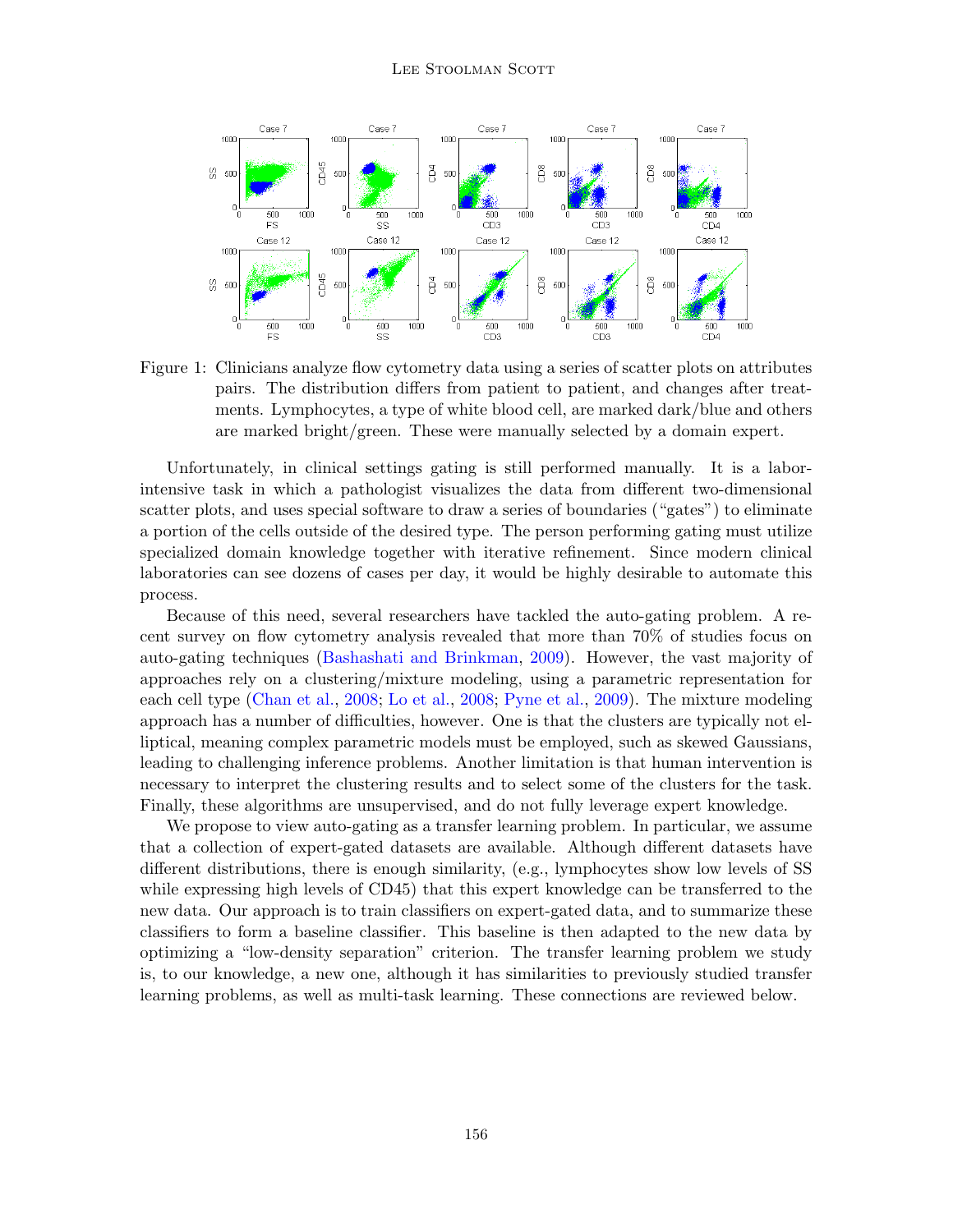Figure 1: Clinicians analyze flow cytometry data using a series of scatter plots on attributes pairs. The distribution differs from patient to patient, and changes after treatments. Lymphocytes, a type of white blood cell, are marked dark/blue and others are marked bright/green. These were manually selected by a domain expert.

Unfortunately, in clinical settings gating is still performed manually. It is a labor-intensive task in which a pathologist visualizes the data from different two-dimensional scatter plots, and uses special software to draw a series of boundaries ("gates") to eliminate a portion of the cells outside of the desired type. The person performing gating must utilize specialized domain knowledge together with iterative refinement. Since modern clinical laboratories can see dozens of cases per day, it would be highly desirable to automate this process.

Because of this need, several researchers have tackled the auto-gating problem. A recent survey on flow cytometry analysis revealed that more than 70% of studies focus on auto-gating techniques (Bashashati and Brinkman, 2009). However, the vast majority of approaches rely on a clustering/mixture modeling, using a parametric representation for each cell type (Chan et al., 2008; Lo et al., 2008; Pyne et al., 2009). The mixture modeling approach has a number of difficulties, however. One is that the clusters are typically not elliptical, meaning complex parametric models must be employed, such as skewed Gaussians, leading to challenging inference problems. Another limitation is that human intervention is necessary to interpret the clustering results and to select some of the clusters for the task. Finally, these algorithms are unsupervised, and do not fully leverage expert knowledge.

We propose to view auto-gating as a transfer learning problem. In particular, we assume that a collection of expert-gated datasets are available. Although different datasets have different distributions, there is enough similarity, (e.g., lymphocytes show low levels of SS while expressing high levels of CD45) that this expert knowledge can be transferred to the new data. Our approach is to train classifiers on expert-gated data, and to summarize these classifiers to form a baseline classifier. This baseline is then adapted to the new data by optimizing a "low-density separation" criterion. The transfer learning problem we study is, to our knowledge, a new one, although it has similarities to previously studied transfer learning problems, as well as multi-task learning. These connections are reviewed below.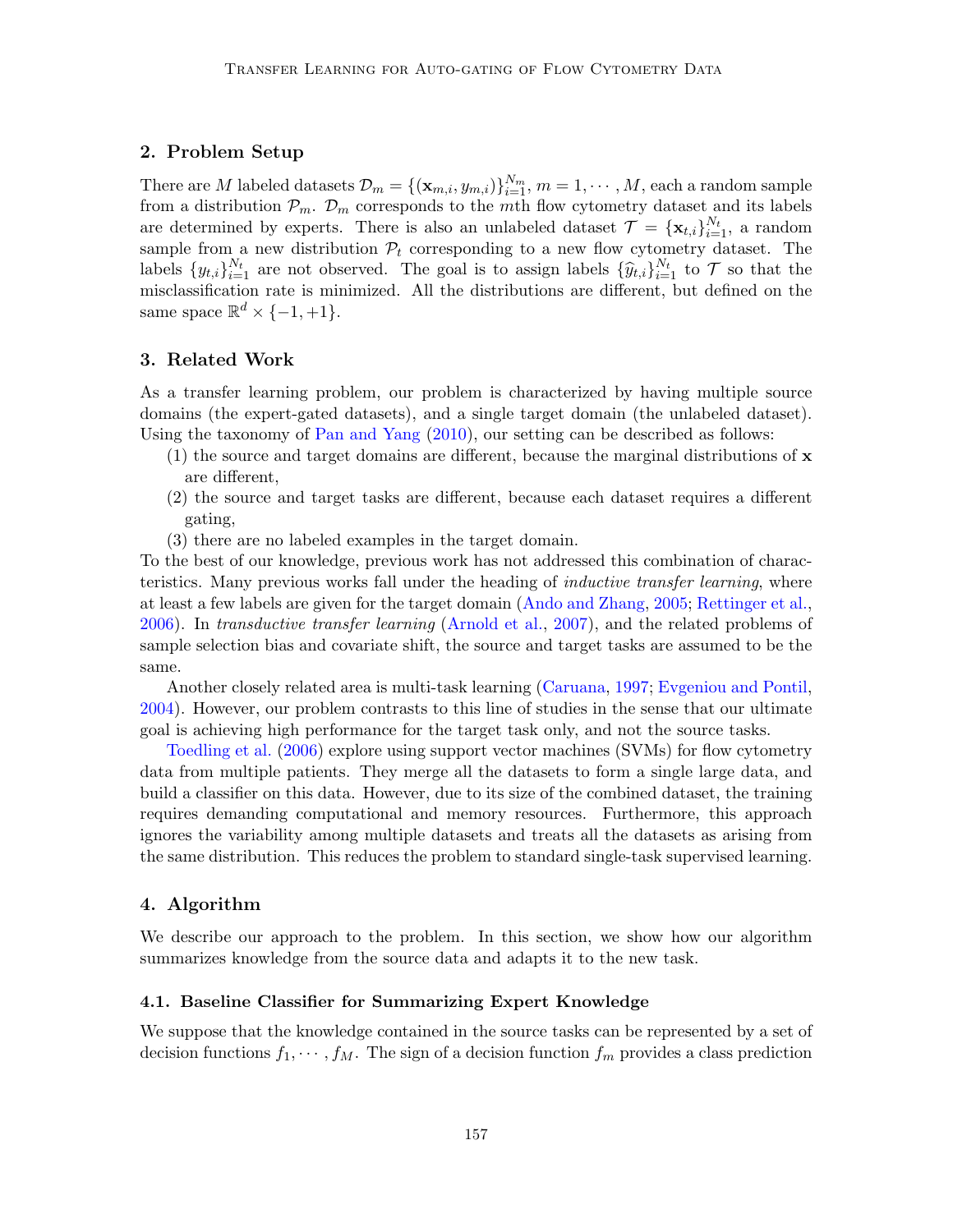## 2. Problem Setup

There are $M$ labeled datasets $\mathcal{D}_m = \{(\mathbf{x}_{m,i}, y_{m,i})\}_{i=1}^{N_m}$, $m = 1, \cdots, M$, each a random sample from a distribution $\mathcal{P}_m$. $\mathcal{D}_m$ corresponds to the $m$th flow cytometry dataset and its labels are determined by experts. There is also an unlabeled dataset $\mathcal{T} = \{\mathbf{x}_{t,i}\}_{i=1}^{N_t}$, a random sample from a new distribution $\mathcal{P}_t$ corresponding to a new flow cytometry dataset. The labels $\{y_{t,i}\}_{i=1}^{N_t}$ are not observed. The goal is to assign labels $\{\widehat{y}_{t,i}\}_{i=1}^{N_t}$ to $\mathcal{T}$ so that the misclassification rate is minimized. All the distributions are different, but defined on the same space $\mathbb{R}^d \times \{-1, +1\}$.

## 3. Related Work

As a transfer learning problem, our problem is characterized by having multiple source domains (the expert-gated datasets), and a single target domain (the unlabeled dataset). Using the taxonomy of Pan and Yang (2010), our setting can be described as follows:

(1) the source and target domains are different, because the marginal distributions of $\mathbf{x}$ are different,

(2) the source and target tasks are different, because each dataset requires a different gating,

(3) there are no labeled examples in the target domain.

To the best of our knowledge, previous work has not addressed this combination of characteristics. Many previous works fall under the heading of *inductive transfer learning*, where at least a few labels are given for the target domain (Ando and Zhang, 2005; Rettinger et al., 2006). In *transductive transfer learning* (Arnold et al., 2007), and the related problems of sample selection bias and covariate shift, the source and target tasks are assumed to be the same.

Another closely related area is multi-task learning (Caruana, 1997; Evgeniou and Pontil, 2004). However, our problem contrasts to this line of studies in the sense that our ultimate goal is achieving high performance for the target task only, and not the source tasks.

Toedling et al. (2006) explore using support vector machines (SVMs) for flow cytometry data from multiple patients. They merge all the datasets to form a single large data, and build a classifier on this data. However, due to its size of the combined dataset, the training requires demanding computational and memory resources. Furthermore, this approach ignores the variability among multiple datasets and treats all the datasets as arising from the same distribution. This reduces the problem to standard single-task supervised learning.

## 4. Algorithm

We describe our approach to the problem. In this section, we show how our algorithm summarizes knowledge from the source data and adapts it to the new task.

### 4.1. Baseline Classifier for Summarizing Expert Knowledge

We suppose that the knowledge contained in the source tasks can be represented by a set of decision functions $f_1, \cdots, f_M$. The sign of a decision function $f_m$ provides a class prediction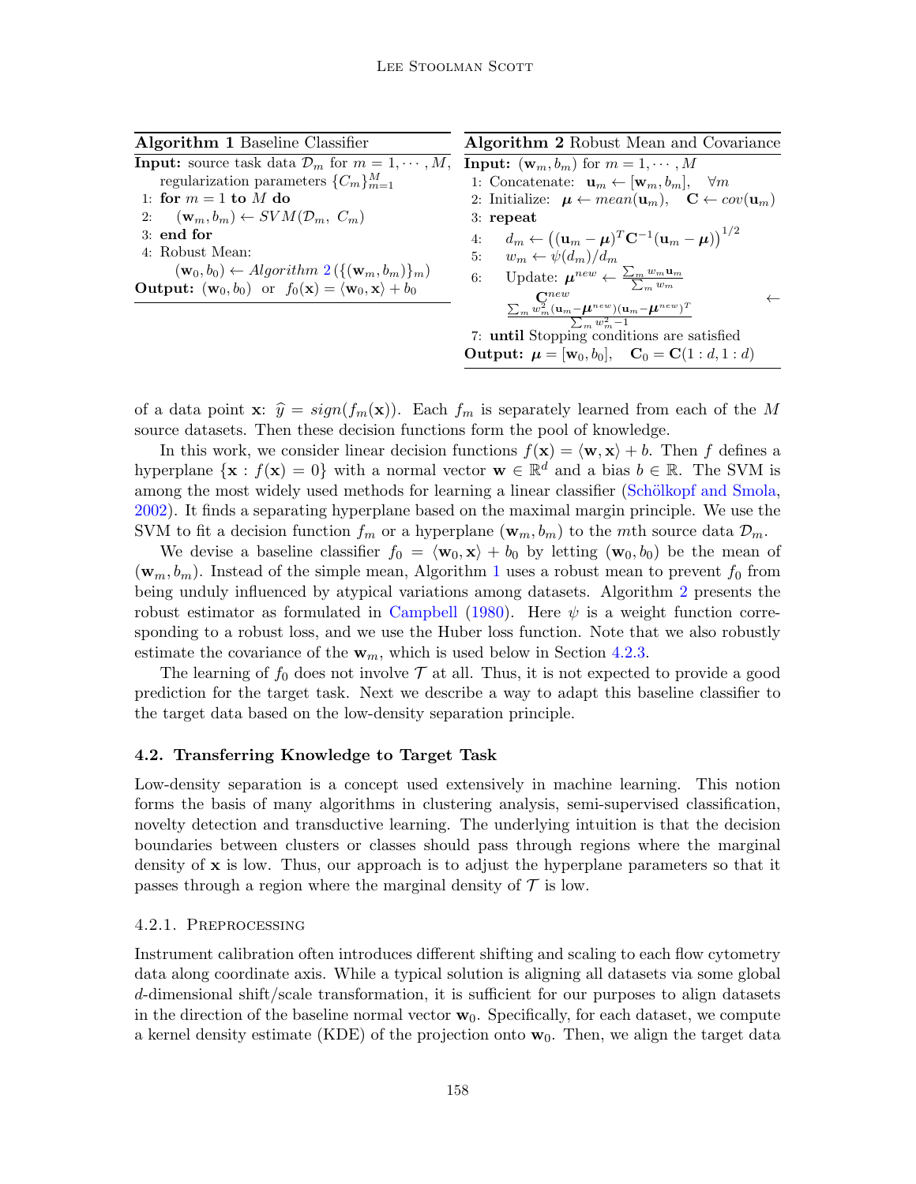**Algorithm 1** Baseline Classifier

**Input:** source task data $\mathcal{D}_m$ for $m = 1, \cdots, M$, regularization parameters $\{C_m\}_{m=1}^M$

1: **for** $m = 1$ **to** $M$ **do**
2: $\quad(\mathbf{w}_m, b_m) \leftarrow SVM(\mathcal{D}_m,\ C_m)$
3: **end for**
4: Robust Mean:
$\quad(\mathbf{w}_0, b_0) \leftarrow$ *Algorithm* 2 $(\{(\mathbf{w}_m, b_m)\}_m)$

**Output:** $(\mathbf{w}_0, b_0)$ or $f_0(\mathbf{x}) = \langle \mathbf{w}_0, \mathbf{x} \rangle + b_0$

**Algorithm 2** Robust Mean and Covariance

**Input:** $(\mathbf{w}_m, b_m)$ for $m = 1, \cdots, M$

1: Concatenate: $\mathbf{u}_m \leftarrow [\mathbf{w}_m, b_m], \quad \forall m$
2: Initialize: $\boldsymbol{\mu} \leftarrow mean(\mathbf{u}_m), \quad \mathbf{C} \leftarrow cov(\mathbf{u}_m)$
3: **repeat**
4: $\quad d_m \leftarrow \left((\mathbf{u}_m - \boldsymbol{\mu})^T \mathbf{C}^{-1} (\mathbf{u}_m - \boldsymbol{\mu})\right)^{1/2}$
5: $\quad w_m \leftarrow \psi(d_m)/d_m$
6: $\quad$Update: $\boldsymbol{\mu}^{new} \leftarrow \frac{\sum_m w_m \mathbf{u}_m}{\sum_m w_m}$
$\quad\mathbf{C}^{new} \leftarrow \frac{\sum_m w_m^2 (\mathbf{u}_m - \boldsymbol{\mu}^{new})(\mathbf{u}_m - \boldsymbol{\mu}^{new})^T}{\sum_m w_m^2 - 1}$
7: **until** Stopping conditions are satisfied

**Output:** $\boldsymbol{\mu} = [\mathbf{w}_0, b_0], \quad \mathbf{C}_0 = \mathbf{C}(1:d, 1:d)$

of a data point $\mathbf{x}$: $\widehat{y} = sign(f_m(\mathbf{x}))$. Each $f_m$ is separately learned from each of the $M$ source datasets. Then these decision functions form the pool of knowledge.

In this work, we consider linear decision functions $f(\mathbf{x}) = \langle \mathbf{w}, \mathbf{x} \rangle + b$. Then $f$ defines a hyperplane $\{\mathbf{x} : f(\mathbf{x}) = 0\}$ with a normal vector $\mathbf{w} \in \mathbb{R}^d$ and a bias $b \in \mathbb{R}$. The SVM is among the most widely used methods for learning a linear classifier (Schölkopf and Smola, 2002). It finds a separating hyperplane based on the maximal margin principle. We use the SVM to fit a decision function $f_m$ or a hyperplane $(\mathbf{w}_m, b_m)$ to the $m$th source data $\mathcal{D}_m$.

We devise a baseline classifier $f_0 = \langle \mathbf{w}_0, \mathbf{x} \rangle + b_0$ by letting $(\mathbf{w}_0, b_0)$ be the mean of $(\mathbf{w}_m, b_m)$. Instead of the simple mean, Algorithm 1 uses a robust mean to prevent $f_0$ from being unduly influenced by atypical variations among datasets. Algorithm 2 presents the robust estimator as formulated in Campbell (1980). Here $\psi$ is a weight function corresponding to a robust loss, and we use the Huber loss function. Note that we also robustly estimate the covariance of the $\mathbf{w}_m$, which is used below in Section 4.2.3.

The learning of $f_0$ does not involve $\mathcal{T}$ at all. Thus, it is not expected to provide a good prediction for the target task. Next we describe a way to adapt this baseline classifier to the target data based on the low-density separation principle.

### 4.2. Transferring Knowledge to Target Task

Low-density separation is a concept used extensively in machine learning. This notion forms the basis of many algorithms in clustering analysis, semi-supervised classification, novelty detection and transductive learning. The underlying intuition is that the decision boundaries between clusters or classes should pass through regions where the marginal density of $\mathbf{x}$ is low. Thus, our approach is to adjust the hyperplane parameters so that it passes through a region where the marginal density of $\mathcal{T}$ is low.

#### 4.2.1. Preprocessing

Instrument calibration often introduces different shifting and scaling to each flow cytometry data along coordinate axis. While a typical solution is aligning all datasets via some global $d$-dimensional shift/scale transformation, it is sufficient for our purposes to align datasets in the direction of the baseline normal vector $\mathbf{w}_0$. Specifically, for each dataset, we compute a kernel density estimate (KDE) of the projection onto $\mathbf{w}_0$. Then, we align the target data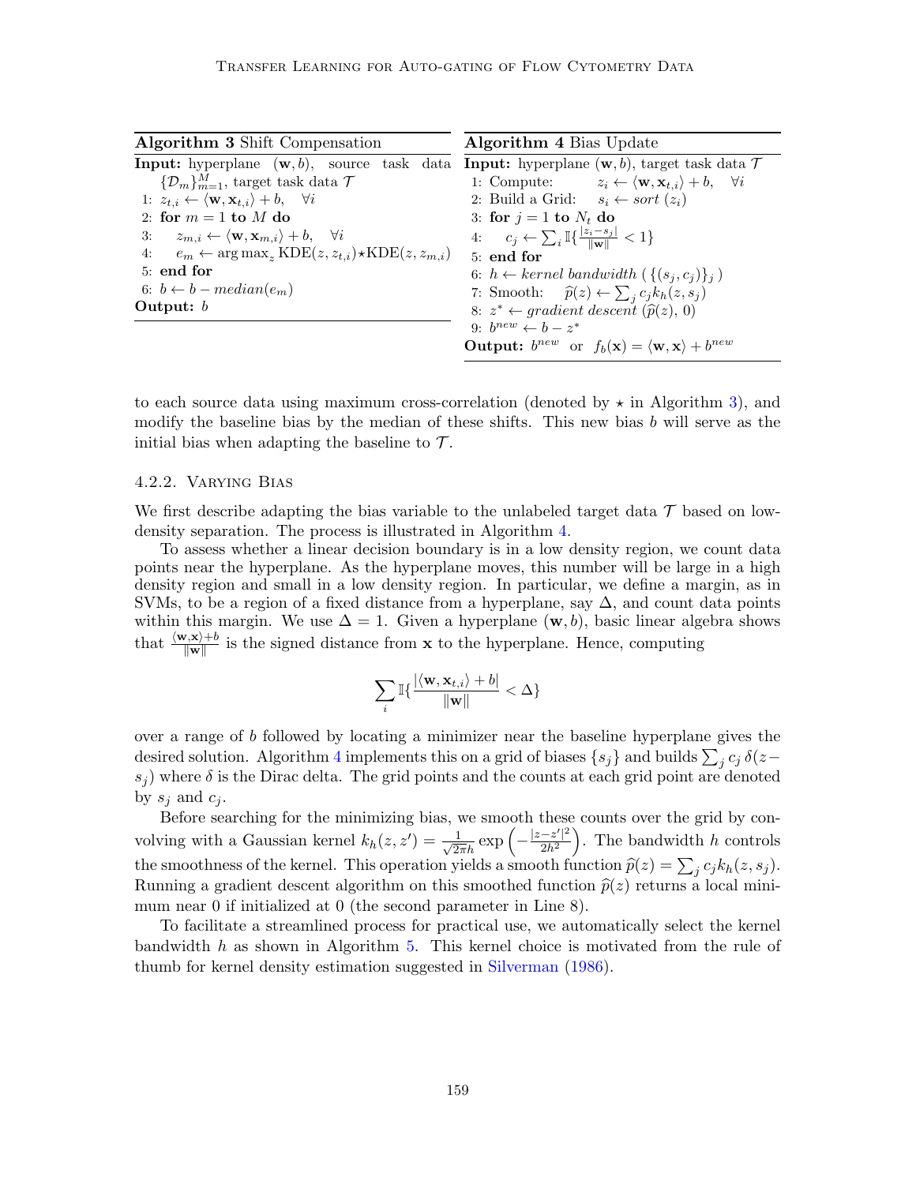**Algorithm 3** Shift Compensation

**Input:** hyperplane $(\mathbf{w}, b)$, source task data $\{\mathcal{D}_m\}_{m=1}^M$, target task data $\mathcal{T}$

1: $z_{t,i} \leftarrow \langle \mathbf{w}, \mathbf{x}_{t,i} \rangle + b, \quad \forall i$
2: **for** $m = 1$ **to** $M$ **do**
3: $\quad z_{m,i} \leftarrow \langle \mathbf{w}, \mathbf{x}_{m,i} \rangle + b, \quad \forall i$
4: $\quad e_m \leftarrow \arg\max_z \text{KDE}(z, z_{t,i}) \star \text{KDE}(z, z_{m,i})$
5: **end for**
6: $b \leftarrow b - median(e_m)$

**Output:** $b$

**Algorithm 4** Bias Update

**Input:** hyperplane $(\mathbf{w}, b)$, target task data $\mathcal{T}$

1: Compute: $\quad z_i \leftarrow \langle \mathbf{w}, \mathbf{x}_{t,i} \rangle + b, \quad \forall i$
2: Build a Grid: $\quad s_i \leftarrow sort\ (z_i)$
3: **for** $j = 1$ **to** $N_t$ **do**
4: $\quad c_j \leftarrow \sum_i \mathbb{I}\{\frac{|z_i - s_j|}{\|\mathbf{w}\|} < 1\}$
5: **end for**
6: $h \leftarrow kernel\ bandwidth\ (\ \{(s_j, c_j)\}_j\ )$
7: Smooth: $\quad \widehat{p}(z) \leftarrow \sum_j c_j k_h(z, s_j)$
8: $z^* \leftarrow gradient\ descent\ (\widehat{p}(z),\ 0)$
9: $b^{new} \leftarrow b - z^*$

**Output:** $b^{new}$ or $f_b(\mathbf{x}) = \langle \mathbf{w}, \mathbf{x} \rangle + b^{new}$

to each source data using maximum cross-correlation (denoted by $\star$ in Algorithm 3), and modify the baseline bias by the median of these shifts. This new bias $b$ will serve as the initial bias when adapting the baseline to $\mathcal{T}$.

#### 4.2.2. Varying Bias

We first describe adapting the bias variable to the unlabeled target data $\mathcal{T}$ based on low-density separation. The process is illustrated in Algorithm 4.

To assess whether a linear decision boundary is in a low density region, we count data points near the hyperplane. As the hyperplane moves, this number will be large in a high density region and small in a low density region. In particular, we define a margin, as in SVMs, to be a region of a fixed distance from a hyperplane, say $\Delta$, and count data points within this margin. We use $\Delta = 1$. Given a hyperplane $(\mathbf{w}, b)$, basic linear algebra shows that $\frac{\langle \mathbf{w}, \mathbf{x} \rangle + b}{\|\mathbf{w}\|}$ is the signed distance from $\mathbf{x}$ to the hyperplane. Hence, computing

$$\sum_i \mathbb{I}\{\frac{|\langle \mathbf{w}, \mathbf{x}_{t,i} \rangle + b|}{\|\mathbf{w}\|} < \Delta\}$$

over a range of $b$ followed by locating a minimizer near the baseline hyperplane gives the desired solution. Algorithm 4 implements this on a grid of biases $\{s_j\}$ and builds $\sum_j c_j\,\delta(z - s_j)$ where $\delta$ is the Dirac delta. The grid points and the counts at each grid point are denoted by $s_j$ and $c_j$.

Before searching for the minimizing bias, we smooth these counts over the grid by convolving with a Gaussian kernel $k_h(z, z') = \frac{1}{\sqrt{2\pi}h} \exp\left(-\frac{|z - z'|^2}{2h^2}\right)$. The bandwidth $h$ controls the smoothness of the kernel. This operation yields a smooth function $\widehat{p}(z) = \sum_j c_j k_h(z, s_j)$. Running a gradient descent algorithm on this smoothed function $\widehat{p}(z)$ returns a local minimum near 0 if initialized at 0 (the second parameter in Line 8).

To facilitate a streamlined process for practical use, we automatically select the kernel bandwidth $h$ as shown in Algorithm 5. This kernel choice is motivated from the rule of thumb for kernel density estimation suggested in Silverman (1986).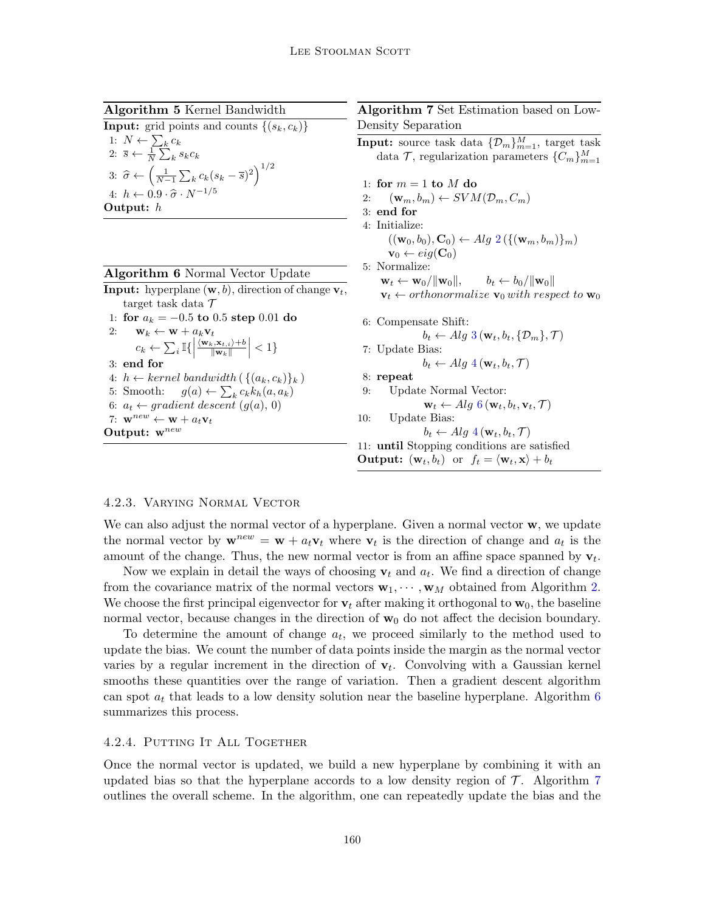**Algorithm 5** Kernel Bandwidth

**Input:** grid points and counts $\{(s_k, c_k)\}$

1: $N \leftarrow \sum_k c_k$
2: $\overline{s} \leftarrow \frac{1}{N} \sum_k s_k c_k$
3: $\widehat{\sigma} \leftarrow \left( \frac{1}{N-1} \sum_k c_k (s_k - \overline{s})^2 \right)^{1/2}$
4: $h \leftarrow 0.9 \cdot \widehat{\sigma} \cdot N^{-1/5}$

**Output:** $h$

**Algorithm 6** Normal Vector Update

**Input:** hyperplane $(\mathbf{w}, b)$, direction of change $\mathbf{v}_t$, target task data $\mathcal{T}$

1: **for** $a_k = -0.5$ **to** $0.5$ **step** $0.01$ **do**
2: $\quad \mathbf{w}_k \leftarrow \mathbf{w} + a_k \mathbf{v}_t$
$\quad\quad c_k \leftarrow \sum_i \mathbb{I}\{ \left| \frac{\langle \mathbf{w}_k, \mathbf{x}_{t,i} \rangle + b}{\|\mathbf{w}_k\|} \right| < 1 \}$
3: **end for**
4: $h \leftarrow$ *kernel bandwidth* $( \{(a_k, c_k)\}_k )$
5: Smooth: $\quad g(a) \leftarrow \sum_k c_k k_h(a, a_k)$
6: $a_t \leftarrow$ *gradient descent* $(g(a), 0)$
7: $\mathbf{w}^{new} \leftarrow \mathbf{w} + a_t \mathbf{v}_t$

**Output:** $\mathbf{w}^{new}$

**Algorithm 7** Set Estimation based on Low-Density Separation

**Input:** source task data $\{\mathcal{D}_m\}_{m=1}^M$, target task data $\mathcal{T}$, regularization parameters $\{C_m\}_{m=1}^M$

1: **for** $m = 1$ **to** $M$ **do**
2: $\quad (\mathbf{w}_m, b_m) \leftarrow SVM(\mathcal{D}_m, C_m)$
3: **end for**
4: Initialize:
$\quad ((\mathbf{w}_0, b_0), \mathbf{C}_0) \leftarrow Alg\ 2\,(\{(\mathbf{w}_m, b_m)\}_m)$
$\quad \mathbf{v}_0 \leftarrow eig(\mathbf{C}_0)$
5: Normalize:
$\quad \mathbf{w}_t \leftarrow \mathbf{w}_0 / \|\mathbf{w}_0\|, \qquad b_t \leftarrow b_0 / \|\mathbf{w}_0\|$
$\quad \mathbf{v}_t \leftarrow$ *orthonormalize* $\mathbf{v}_0$ *with respect to* $\mathbf{w}_0$
6: Compensate Shift:
$\quad b_t \leftarrow Alg\ 3\,(\mathbf{w}_t, b_t, \{\mathcal{D}_m\}, \mathcal{T})$
7: Update Bias:
$\quad b_t \leftarrow Alg\ 4\,(\mathbf{w}_t, b_t, \mathcal{T})$
8: **repeat**
9: $\quad$ Update Normal Vector:
$\quad\quad \mathbf{w}_t \leftarrow Alg\ 6\,(\mathbf{w}_t, b_t, \mathbf{v}_t, \mathcal{T})$
10: $\quad$ Update Bias:
$\quad\quad b_t \leftarrow Alg\ 4\,(\mathbf{w}_t, b_t, \mathcal{T})$
11: **until** Stopping conditions are satisfied

**Output:** $(\mathbf{w}_t, b_t)$ or $f_t = \langle \mathbf{w}_t, \mathbf{x} \rangle + b_t$

#### 4.2.3. Varying Normal Vector

We can also adjust the normal vector of a hyperplane. Given a normal vector $\mathbf{w}$, we update the normal vector by $\mathbf{w}^{new} = \mathbf{w} + a_t \mathbf{v}_t$ where $\mathbf{v}_t$ is the direction of change and $a_t$ is the amount of the change. Thus, the new normal vector is from an affine space spanned by $\mathbf{v}_t$.

Now we explain in detail the ways of choosing $\mathbf{v}_t$ and $a_t$. We find a direction of change from the covariance matrix of the normal vectors $\mathbf{w}_1, \cdots, \mathbf{w}_M$ obtained from Algorithm 2. We choose the first principal eigenvector for $\mathbf{v}_t$ after making it orthogonal to $\mathbf{w}_0$, the baseline normal vector, because changes in the direction of $\mathbf{w}_0$ do not affect the decision boundary.

To determine the amount of change $a_t$, we proceed similarly to the method used to update the bias. We count the number of data points inside the margin as the normal vector varies by a regular increment in the direction of $\mathbf{v}_t$. Convolving with a Gaussian kernel smooths these quantities over the range of variation. Then a gradient descent algorithm can spot $a_t$ that leads to a low density solution near the baseline hyperplane. Algorithm 6 summarizes this process.

#### 4.2.4. Putting It All Together

Once the normal vector is updated, we build a new hyperplane by combining it with an updated bias so that the hyperplane accords to a low density region of $\mathcal{T}$. Algorithm 7 outlines the overall scheme. In the algorithm, one can repeatedly update the bias and the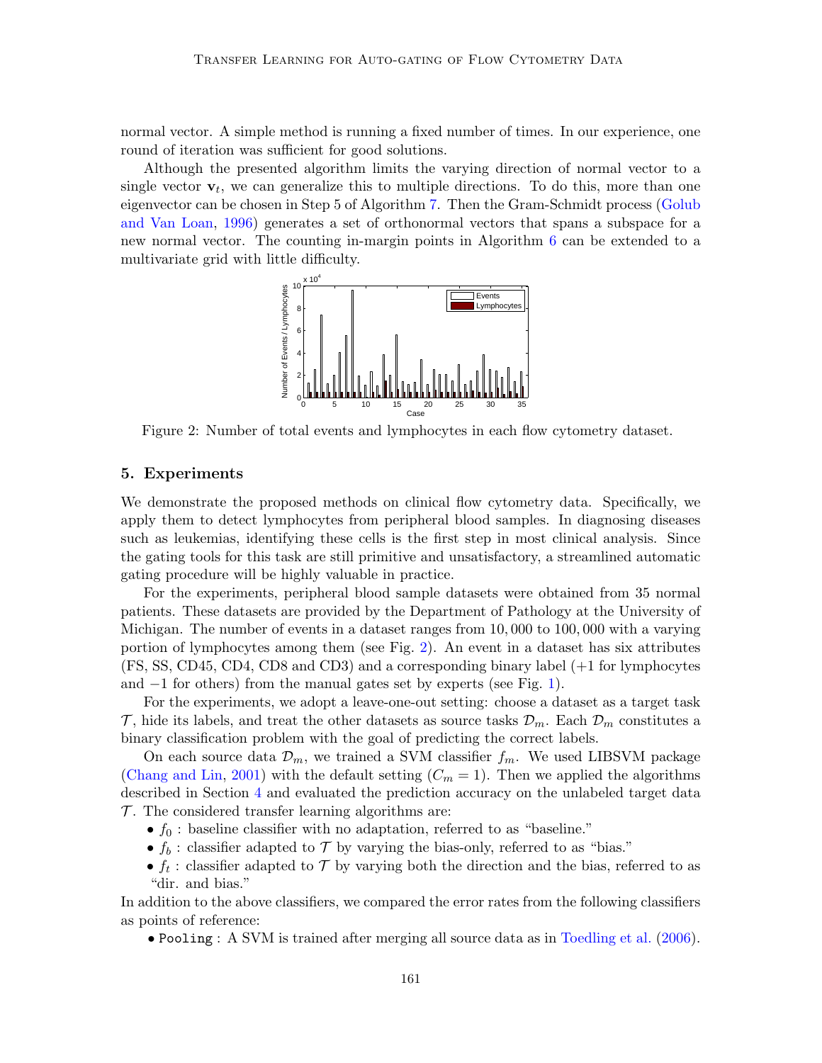normal vector. A simple method is running a fixed number of times. In our experience, one round of iteration was sufficient for good solutions.

Although the presented algorithm limits the varying direction of normal vector to a single vector $\mathbf{v}_t$, we can generalize this to multiple directions. To do this, more than one eigenvector can be chosen in Step 5 of Algorithm 7. Then the Gram-Schmidt process (Golub and Van Loan, 1996) generates a set of orthonormal vectors that spans a subspace for a new normal vector. The counting in-margin points in Algorithm 6 can be extended to a multivariate grid with little difficulty.

Figure 2: Number of total events and lymphocytes in each flow cytometry dataset.

## 5. Experiments

We demonstrate the proposed methods on clinical flow cytometry data. Specifically, we apply them to detect lymphocytes from peripheral blood samples. In diagnosing diseases such as leukemias, identifying these cells is the first step in most clinical analysis. Since the gating tools for this task are still primitive and unsatisfactory, a streamlined automatic gating procedure will be highly valuable in practice.

For the experiments, peripheral blood sample datasets were obtained from 35 normal patients. These datasets are provided by the Department of Pathology at the University of Michigan. The number of events in a dataset ranges from 10,000 to 100,000 with a varying portion of lymphocytes among them (see Fig. 2). An event in a dataset has six attributes (FS, SS, CD45, CD4, CD8 and CD3) and a corresponding binary label (+1 for lymphocytes and −1 for others) from the manual gates set by experts (see Fig. 1).

For the experiments, we adopt a leave-one-out setting: choose a dataset as a target task $\mathcal{T}$, hide its labels, and treat the other datasets as source tasks $\mathcal{D}_m$. Each $\mathcal{D}_m$ constitutes a binary classification problem with the goal of predicting the correct labels.

On each source data $\mathcal{D}_m$, we trained a SVM classifier $f_m$. We used LIBSVM package (Chang and Lin, 2001) with the default setting ($C_m = 1$). Then we applied the algorithms described in Section 4 and evaluated the prediction accuracy on the unlabeled target data $\mathcal{T}$. The considered transfer learning algorithms are:

- $f_0$ : baseline classifier with no adaptation, referred to as "baseline."
- $f_b$ : classifier adapted to $\mathcal{T}$ by varying the bias-only, referred to as "bias."
- $f_t$ : classifier adapted to $\mathcal{T}$ by varying both the direction and the bias, referred to as "dir. and bias."

In addition to the above classifiers, we compared the error rates from the following classifiers as points of reference:

- `Pooling` : A SVM is trained after merging all source data as in Toedling et al. (2006).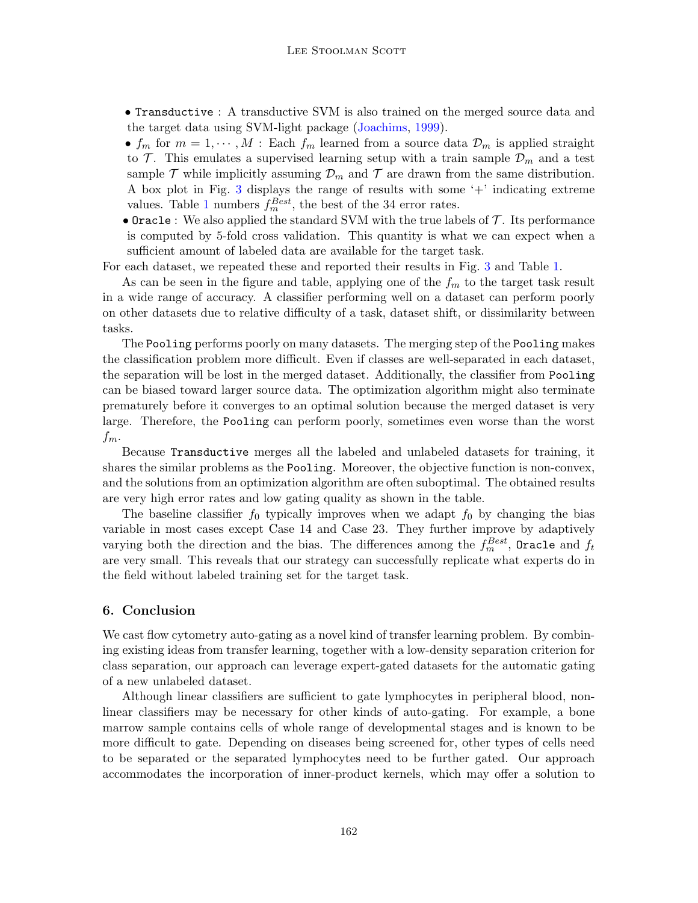- `Transductive` : A transductive SVM is also trained on the merged source data and the target data using SVM-light package (Joachims, 1999).
- $f_m$ for $m = 1, \cdots, M$ : Each $f_m$ learned from a source data $\mathcal{D}_m$ is applied straight to $\mathcal{T}$. This emulates a supervised learning setup with a train sample $\mathcal{D}_m$ and a test sample $\mathcal{T}$ while implicitly assuming $\mathcal{D}_m$ and $\mathcal{T}$ are drawn from the same distribution. A box plot in Fig. 3 displays the range of results with some '+' indicating extreme values. Table 1 numbers $f_m^{Best}$, the best of the 34 error rates.
- `Oracle` : We also applied the standard SVM with the true labels of $\mathcal{T}$. Its performance is computed by 5-fold cross validation. This quantity is what we can expect when a sufficient amount of labeled data are available for the target task.

For each dataset, we repeated these and reported their results in Fig. 3 and Table 1.

As can be seen in the figure and table, applying one of the $f_m$ to the target task result in a wide range of accuracy. A classifier performing well on a dataset can perform poorly on other datasets due to relative difficulty of a task, dataset shift, or dissimilarity between tasks.

The `Pooling` performs poorly on many datasets. The merging step of the `Pooling` makes the classification problem more difficult. Even if classes are well-separated in each dataset, the separation will be lost in the merged dataset. Additionally, the classifier from `Pooling` can be biased toward larger source data. The optimization algorithm might also terminate prematurely before it converges to an optimal solution because the merged dataset is very large. Therefore, the `Pooling` can perform poorly, sometimes even worse than the worst $f_m$.

Because `Transductive` merges all the labeled and unlabeled datasets for training, it shares the similar problems as the `Pooling`. Moreover, the objective function is non-convex, and the solutions from an optimization algorithm are often suboptimal. The obtained results are very high error rates and low gating quality as shown in the table.

The baseline classifier $f_0$ typically improves when we adapt $f_0$ by changing the bias variable in most cases except Case 14 and Case 23. They further improve by adaptively varying both the direction and the bias. The differences among the $f_m^{Best}$, `Oracle` and $f_t$ are very small. This reveals that our strategy can successfully replicate what experts do in the field without labeled training set for the target task.

## 6. Conclusion

We cast flow cytometry auto-gating as a novel kind of transfer learning problem. By combining existing ideas from transfer learning, together with a low-density separation criterion for class separation, our approach can leverage expert-gated datasets for the automatic gating of a new unlabeled dataset.

Although linear classifiers are sufficient to gate lymphocytes in peripheral blood, nonlinear classifiers may be necessary for other kinds of auto-gating. For example, a bone marrow sample contains cells of whole range of developmental stages and is known to be more difficult to gate. Depending on diseases being screened for, other types of cells need to be separated or the separated lymphocytes need to be further gated. Our approach accommodates the incorporation of inner-product kernels, which may offer a solution to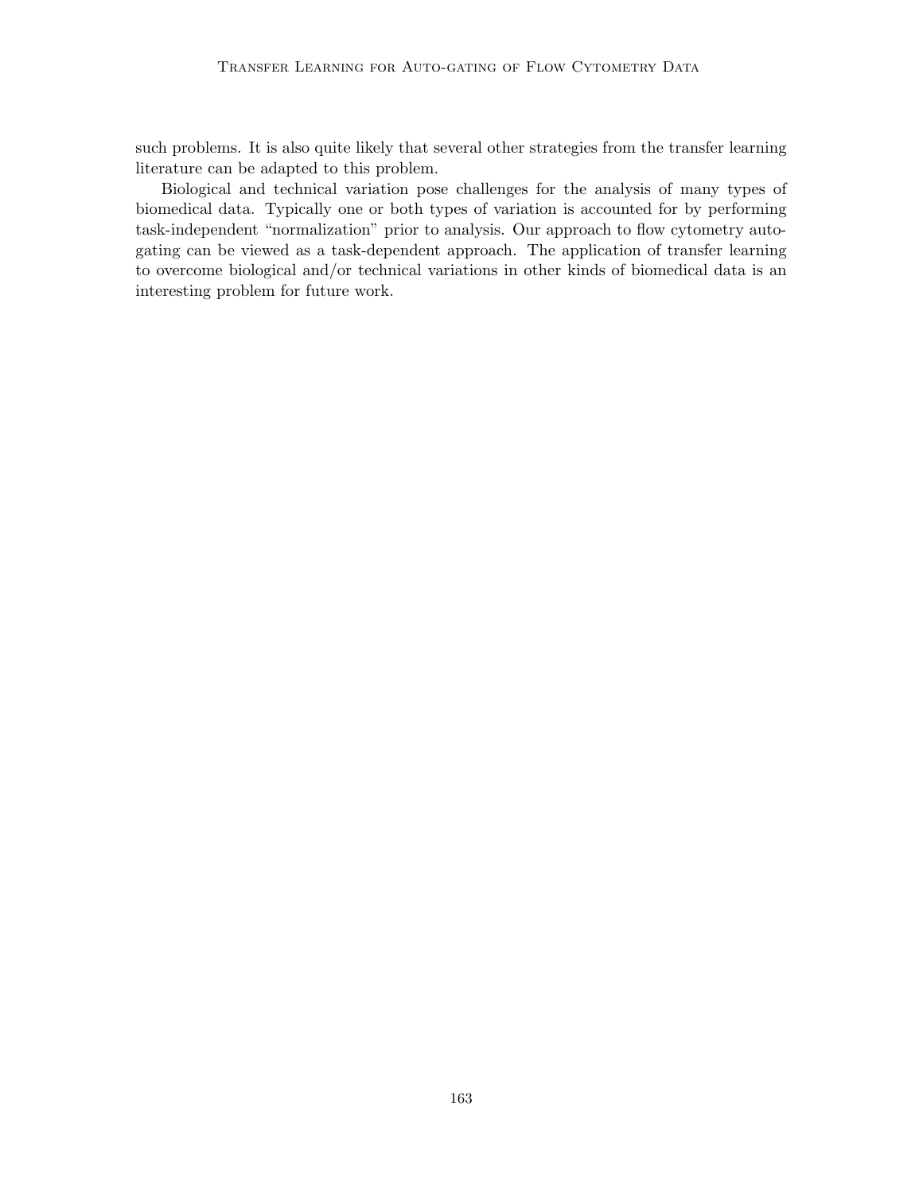such problems. It is also quite likely that several other strategies from the transfer learning literature can be adapted to this problem.

Biological and technical variation pose challenges for the analysis of many types of biomedical data. Typically one or both types of variation is accounted for by performing task-independent "normalization" prior to analysis. Our approach to flow cytometry auto-gating can be viewed as a task-dependent approach. The application of transfer learning to overcome biological and/or technical variations in other kinds of biomedical data is an interesting problem for future work.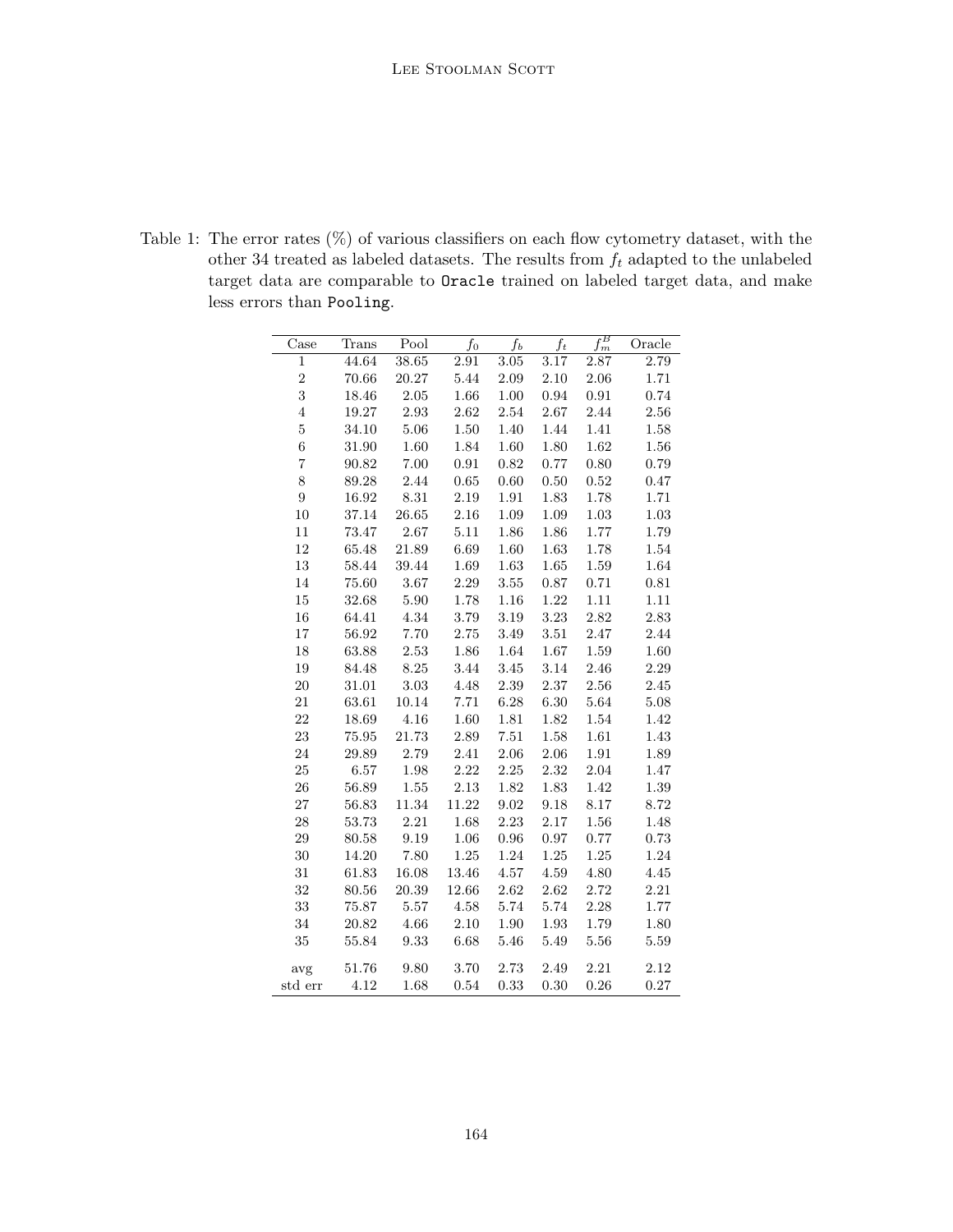Table 1: The error rates (%) of various classifiers on each flow cytometry dataset, with the other 34 treated as labeled datasets. The results from $f_t$ adapted to the unlabeled target data are comparable to `Oracle` trained on labeled target data, and make less errors than `Pooling`.

| Case | Trans | Pool | $f_0$ | $f_b$ | $f_t$ | $f_m^B$ | Oracle |
|---|---|---|---|---|---|---|---|
| 1 | 44.64 | 38.65 | 2.91 | 3.05 | 3.17 | 2.87 | 2.79 |
| 2 | 70.66 | 20.27 | 5.44 | 2.09 | 2.10 | 2.06 | 1.71 |
| 3 | 18.46 | 2.05 | 1.66 | 1.00 | 0.94 | 0.91 | 0.74 |
| 4 | 19.27 | 2.93 | 2.62 | 2.54 | 2.67 | 2.44 | 2.56 |
| 5 | 34.10 | 5.06 | 1.50 | 1.40 | 1.44 | 1.41 | 1.58 |
| 6 | 31.90 | 1.60 | 1.84 | 1.60 | 1.80 | 1.62 | 1.56 |
| 7 | 90.82 | 7.00 | 0.91 | 0.82 | 0.77 | 0.80 | 0.79 |
| 8 | 89.28 | 2.44 | 0.65 | 0.60 | 0.50 | 0.52 | 0.47 |
| 9 | 16.92 | 8.31 | 2.19 | 1.91 | 1.83 | 1.78 | 1.71 |
| 10 | 37.14 | 26.65 | 2.16 | 1.09 | 1.09 | 1.03 | 1.03 |
| 11 | 73.47 | 2.67 | 5.11 | 1.86 | 1.86 | 1.77 | 1.79 |
| 12 | 65.48 | 21.89 | 6.69 | 1.60 | 1.63 | 1.78 | 1.54 |
| 13 | 58.44 | 39.44 | 1.69 | 1.63 | 1.65 | 1.59 | 1.64 |
| 14 | 75.60 | 3.67 | 2.29 | 3.55 | 0.87 | 0.71 | 0.81 |
| 15 | 32.68 | 5.90 | 1.78 | 1.16 | 1.22 | 1.11 | 1.11 |
| 16 | 64.41 | 4.34 | 3.79 | 3.19 | 3.23 | 2.82 | 2.83 |
| 17 | 56.92 | 7.70 | 2.75 | 3.49 | 3.51 | 2.47 | 2.44 |
| 18 | 63.88 | 2.53 | 1.86 | 1.64 | 1.67 | 1.59 | 1.60 |
| 19 | 84.48 | 8.25 | 3.44 | 3.45 | 3.14 | 2.46 | 2.29 |
| 20 | 31.01 | 3.03 | 4.48 | 2.39 | 2.37 | 2.56 | 2.45 |
| 21 | 63.61 | 10.14 | 7.71 | 6.28 | 6.30 | 5.64 | 5.08 |
| 22 | 18.69 | 4.16 | 1.60 | 1.81 | 1.82 | 1.54 | 1.42 |
| 23 | 75.95 | 21.73 | 2.89 | 7.51 | 1.58 | 1.61 | 1.43 |
| 24 | 29.89 | 2.79 | 2.41 | 2.06 | 2.06 | 1.91 | 1.89 |
| 25 | 6.57 | 1.98 | 2.22 | 2.25 | 2.32 | 2.04 | 1.47 |
| 26 | 56.89 | 1.55 | 2.13 | 1.82 | 1.83 | 1.42 | 1.39 |
| 27 | 56.83 | 11.34 | 11.22 | 9.02 | 9.18 | 8.17 | 8.72 |
| 28 | 53.73 | 2.21 | 1.68 | 2.23 | 2.17 | 1.56 | 1.48 |
| 29 | 80.58 | 9.19 | 1.06 | 0.96 | 0.97 | 0.77 | 0.73 |
| 30 | 14.20 | 7.80 | 1.25 | 1.24 | 1.25 | 1.25 | 1.24 |
| 31 | 61.83 | 16.08 | 13.46 | 4.57 | 4.59 | 4.80 | 4.45 |
| 32 | 80.56 | 20.39 | 12.66 | 2.62 | 2.62 | 2.72 | 2.21 |
| 33 | 75.87 | 5.57 | 4.58 | 5.74 | 5.74 | 2.28 | 1.77 |
| 34 | 20.82 | 4.66 | 2.10 | 1.90 | 1.93 | 1.79 | 1.80 |
| 35 | 55.84 | 9.33 | 6.68 | 5.46 | 5.49 | 5.56 | 5.59 |
| avg | 51.76 | 9.80 | 3.70 | 2.73 | 2.49 | 2.21 | 2.12 |
| std err | 4.12 | 1.68 | 0.54 | 0.33 | 0.30 | 0.26 | 0.27 |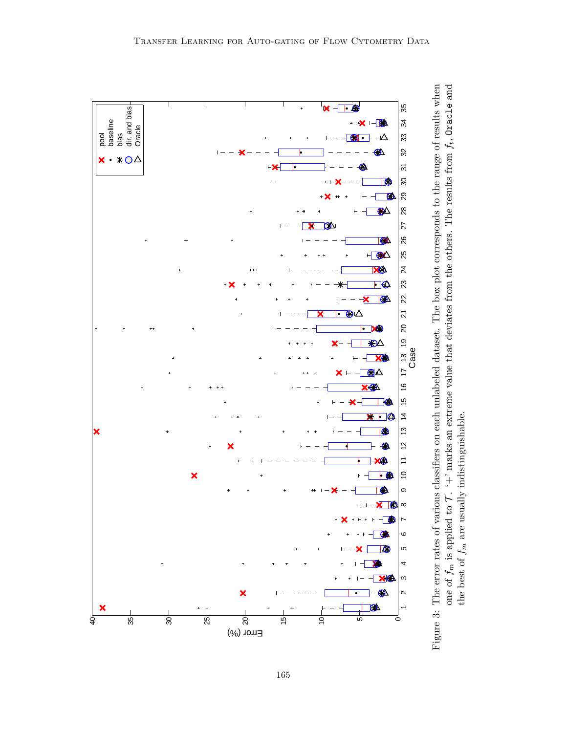Figure 3: The error rates of various classifiers on each unlabeled dataset. The box plot corresponds to the range of results when one of $f_m$ is applied to $\mathcal{T}$. '+' marks an extreme value that deviates from the others. The results from $f_t$, `Oracle` and the best of $f_m$ are usually indistinguishable.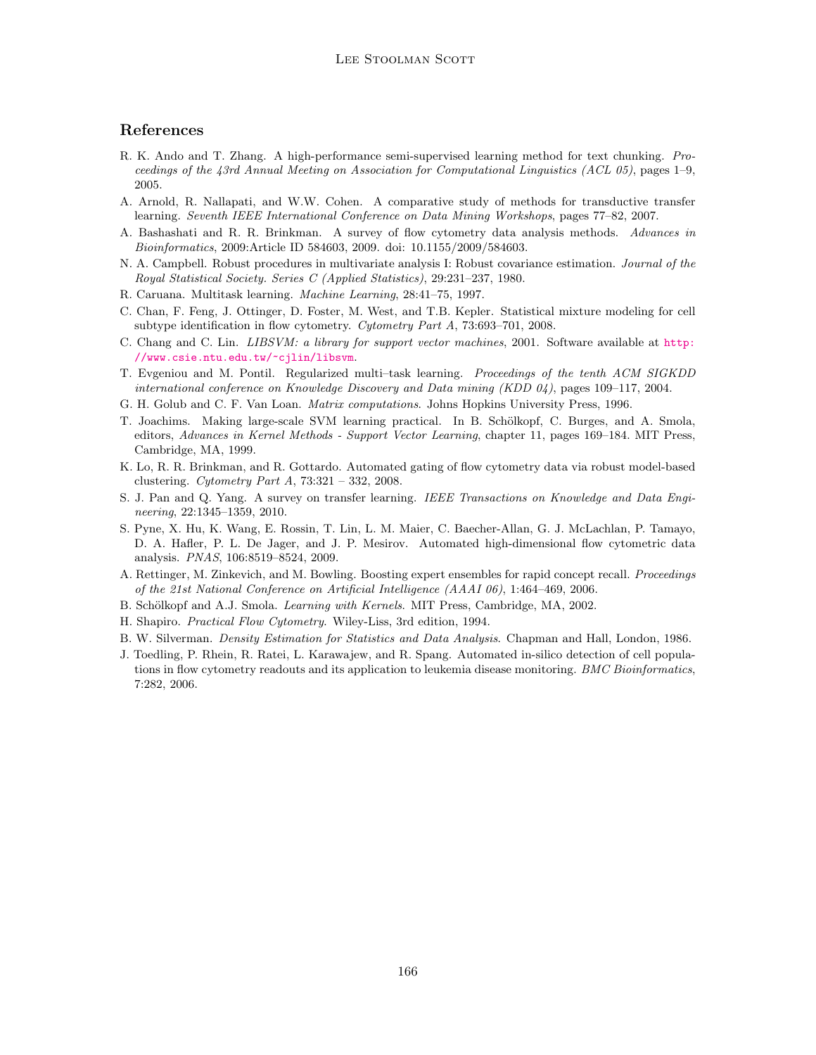## References

R. K. Ando and T. Zhang. A high-performance semi-supervised learning method for text chunking. *Proceedings of the 43rd Annual Meeting on Association for Computational Linguistics (ACL 05)*, pages 1–9, 2005.

A. Arnold, R. Nallapati, and W.W. Cohen. A comparative study of methods for transductive transfer learning. *Seventh IEEE International Conference on Data Mining Workshops*, pages 77–82, 2007.

A. Bashashati and R. R. Brinkman. A survey of flow cytometry data analysis methods. *Advances in Bioinformatics*, 2009:Article ID 584603, 2009. doi: 10.1155/2009/584603.

N. A. Campbell. Robust procedures in multivariate analysis I: Robust covariance estimation. *Journal of the Royal Statistical Society. Series C (Applied Statistics)*, 29:231–237, 1980.

R. Caruana. Multitask learning. *Machine Learning*, 28:41–75, 1997.

C. Chan, F. Feng, J. Ottinger, D. Foster, M. West, and T.B. Kepler. Statistical mixture modeling for cell subtype identification in flow cytometry. *Cytometry Part A*, 73:693–701, 2008.

C. Chang and C. Lin. *LIBSVM: a library for support vector machines*, 2001. Software available at http://www.csie.ntu.edu.tw/~cjlin/libsvm.

T. Evgeniou and M. Pontil. Regularized multi–task learning. *Proceedings of the tenth ACM SIGKDD international conference on Knowledge Discovery and Data mining (KDD 04)*, pages 109–117, 2004.

G. H. Golub and C. F. Van Loan. *Matrix computations*. Johns Hopkins University Press, 1996.

T. Joachims. Making large-scale SVM learning practical. In B. Schölkopf, C. Burges, and A. Smola, editors, *Advances in Kernel Methods - Support Vector Learning*, chapter 11, pages 169–184. MIT Press, Cambridge, MA, 1999.

K. Lo, R. R. Brinkman, and R. Gottardo. Automated gating of flow cytometry data via robust model-based clustering. *Cytometry Part A*, 73:321 – 332, 2008.

S. J. Pan and Q. Yang. A survey on transfer learning. *IEEE Transactions on Knowledge and Data Engineering*, 22:1345–1359, 2010.

S. Pyne, X. Hu, K. Wang, E. Rossin, T. Lin, L. M. Maier, C. Baecher-Allan, G. J. McLachlan, P. Tamayo, D. A. Hafler, P. L. De Jager, and J. P. Mesirov. Automated high-dimensional flow cytometric data analysis. *PNAS*, 106:8519–8524, 2009.

A. Rettinger, M. Zinkevich, and M. Bowling. Boosting expert ensembles for rapid concept recall. *Proceedings of the 21st National Conference on Artificial Intelligence (AAAI 06)*, 1:464–469, 2006.

B. Schölkopf and A.J. Smola. *Learning with Kernels*. MIT Press, Cambridge, MA, 2002.

H. Shapiro. *Practical Flow Cytometry*. Wiley-Liss, 3rd edition, 1994.

B. W. Silverman. *Density Estimation for Statistics and Data Analysis*. Chapman and Hall, London, 1986.

J. Toedling, P. Rhein, R. Ratei, L. Karawajew, and R. Spang. Automated in-silico detection of cell populations in flow cytometry readouts and its application to leukemia disease monitoring. *BMC Bioinformatics*, 7:282, 2006.